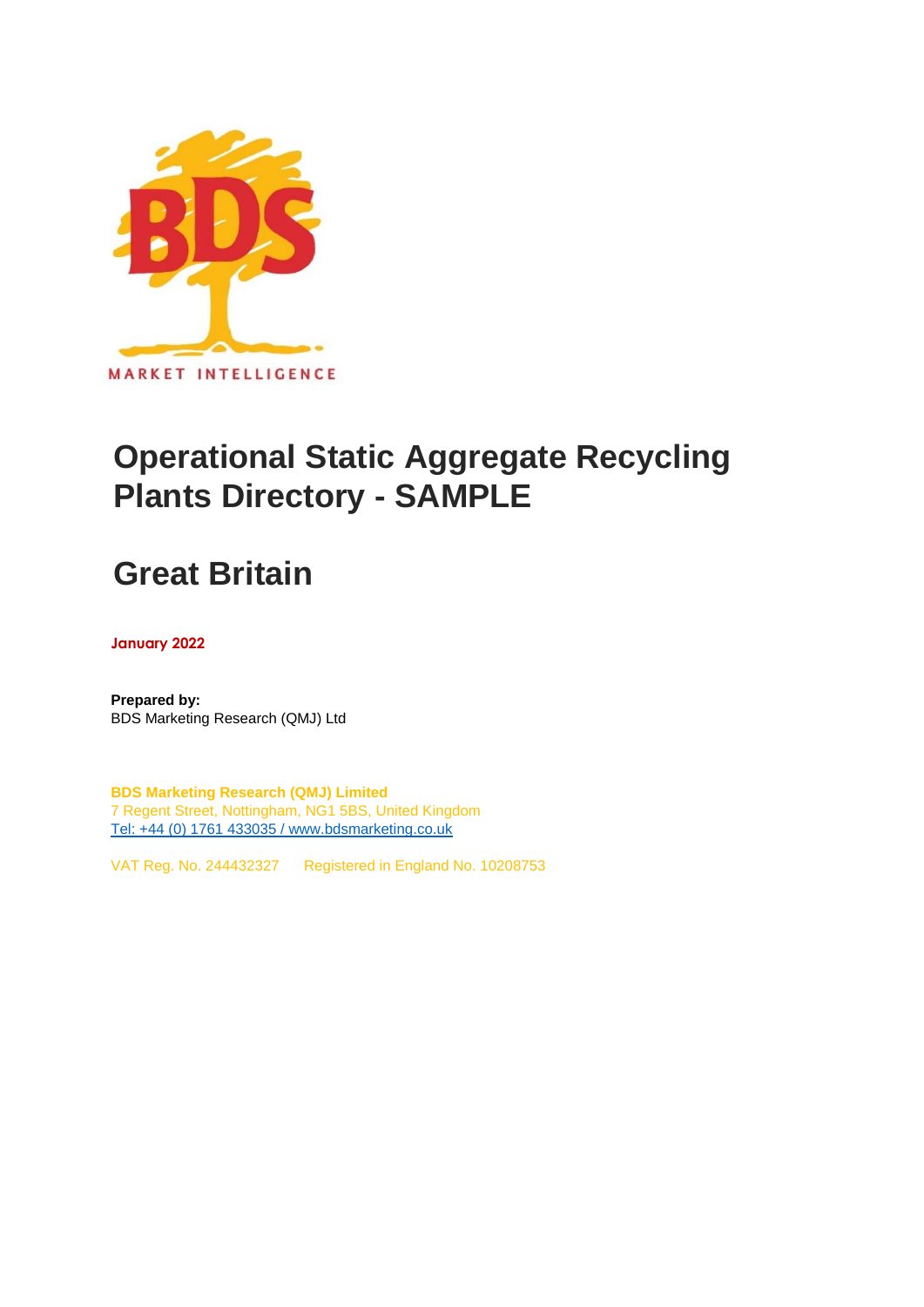BDS

MARKET INTELLIGENCE

# Operational Static Aggregate Recycling Plants Directory - SAMPLE

# Great Britain

**January 2022**

**Prepared by:**
BDS Marketing Research (QMJ) Ltd

**BDS Marketing Research (QMJ) Limited**
7 Regent Street, Nottingham, NG1 5BS, United Kingdom
Tel: +44 (0) 1761 433035 / www.bdsmarketing.co.uk

VAT Reg. No. 244432327 Registered in England No. 10208753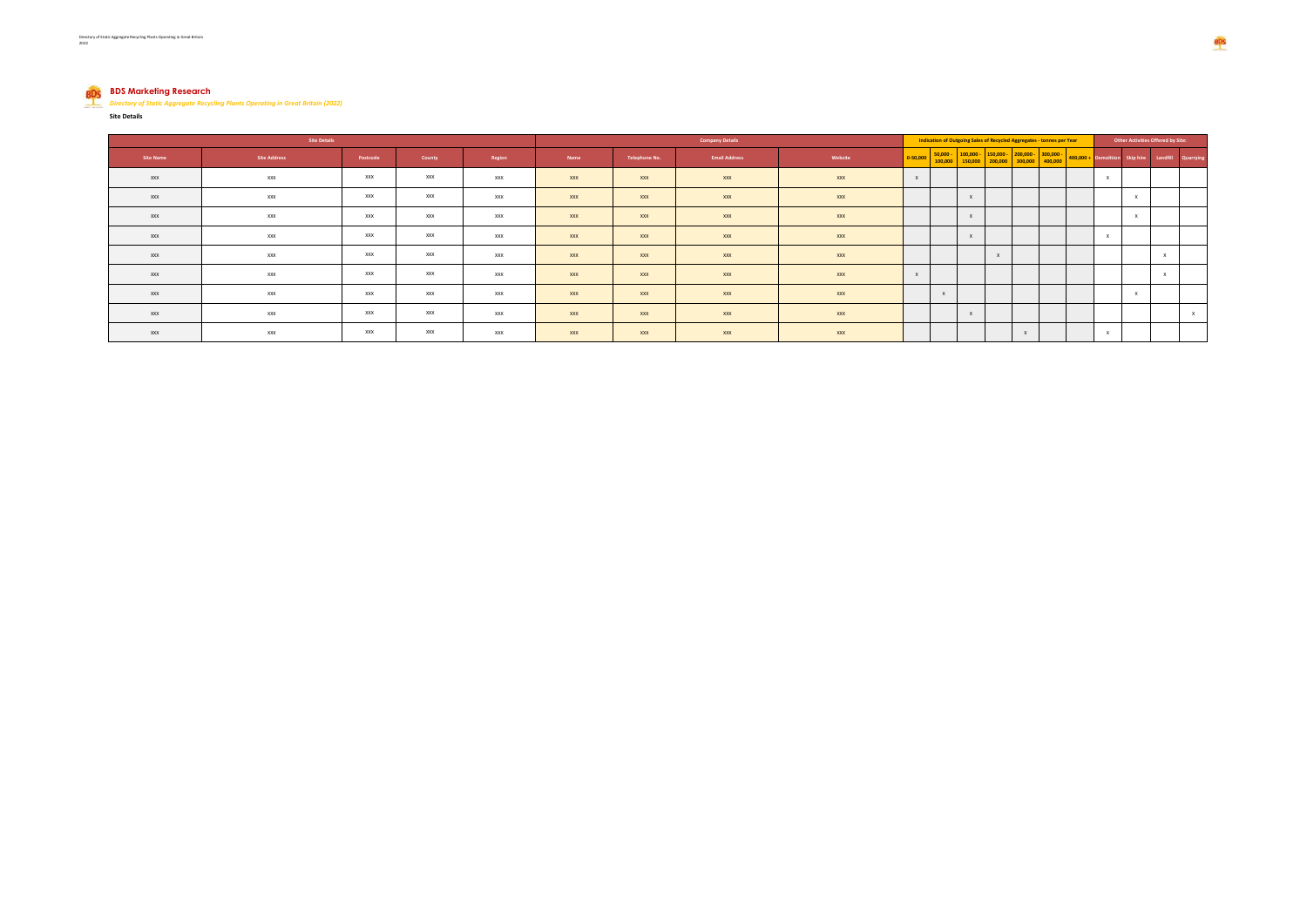## BDS Marketing Research

*Directory of Static Aggregate Recycling Plants Operating in Great Britain (2022)*

**Site Details**

| Site Details | | | | | Company Details | | | | Indication of Outgoing Sales of Recycled Aggregates - tonnes per Year | | | | | | | Other Activities Offered by Site: | | | |
|---|---|---|---|---|---|---|---|---|---|---|---|---|---|---|---|---|---|---|---|
| Site Name | Site Address | Postcode | County | Region | Name | Telephone No. | Email Address | Website | 0-50,000 | 50,000 - 100,000 | 100,000 - 150,000 | 150,000 - 200,000 | 200,000 - 300,000 | 300,000 - 400,000 | 400,000 + | Demolition | Skip hire | Landfill | Quarrying |
| xxx | xxx | xxx | xxx | xxx | xxx | xxx | xxx | xxx | x | | | | | | | x | | | |
| xxx | xxx | xxx | xxx | xxx | xxx | xxx | xxx | xxx | | | x | | | | | | x | | |
| xxx | xxx | xxx | xxx | xxx | xxx | xxx | xxx | xxx | | | x | | | | | | x | | |
| xxx | xxx | xxx | xxx | xxx | xxx | xxx | xxx | xxx | | | x | | | | | x | | | |
| xxx | xxx | xxx | xxx | xxx | xxx | xxx | xxx | xxx | | | | x | | | | | | x | |
| xxx | xxx | xxx | xxx | xxx | xxx | xxx | xxx | xxx | x | | | | | | | | | x | |
| xxx | xxx | xxx | xxx | xxx | xxx | xxx | xxx | xxx | | x | | | | | | | x | | |
| xxx | xxx | xxx | xxx | xxx | xxx | xxx | xxx | xxx | | | x | | | | | | | | x |
| xxx | xxx | xxx | xxx | xxx | xxx | xxx | xxx | xxx | | | | | x | | | x | | | |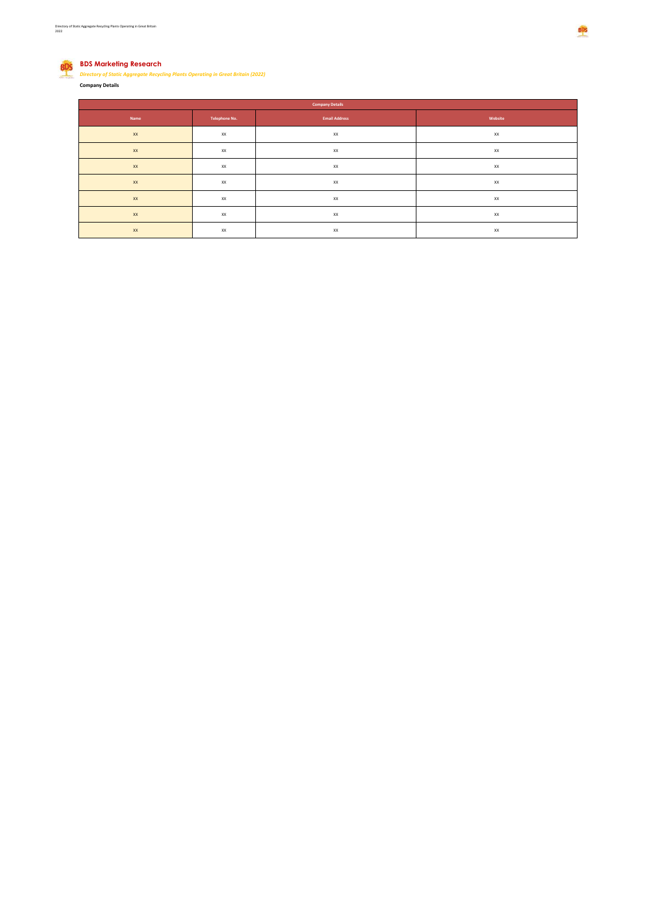# BDS Marketing Research

*Directory of Static Aggregate Recycling Plants Operating in Great Britain (2022)*

**Company Details**

| Company Details | | | |
|---|---|---|---|
| Name | Telephone No. | Email Address | Website |
| XX | XX | XX | XX |
| XX | XX | XX | XX |
| XX | XX | XX | XX |
| XX | XX | XX | XX |
| XX | XX | XX | XX |
| XX | XX | XX | XX |
| XX | XX | XX | XX |